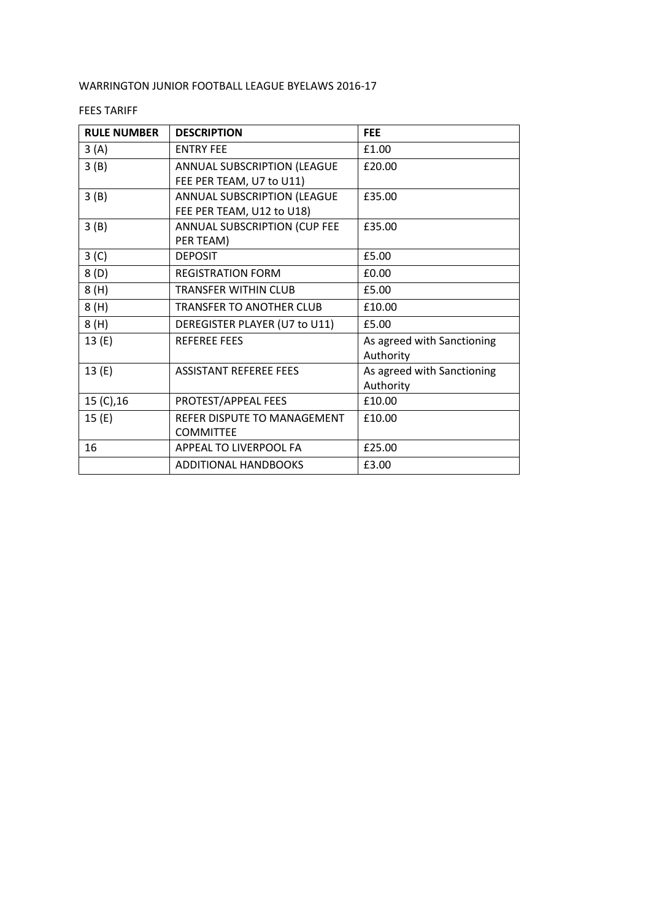WARRINGTON JUNIOR FOOTBALL LEAGUE BYELAWS 2016-17

FEES TARIFF

| **RULE NUMBER** | **DESCRIPTION** | **FEE** |
|---|---|---|
| 3 (A) | ENTRY FEE | £1.00 |
| 3 (B) | ANNUAL SUBSCRIPTION (LEAGUE FEE PER TEAM, U7 to U11) | £20.00 |
| 3 (B) | ANNUAL SUBSCRIPTION (LEAGUE FEE PER TEAM, U12 to U18) | £35.00 |
| 3 (B) | ANNUAL SUBSCRIPTION (CUP FEE PER TEAM) | £35.00 |
| 3 (C) | DEPOSIT | £5.00 |
| 8 (D) | REGISTRATION FORM | £0.00 |
| 8 (H) | TRANSFER WITHIN CLUB | £5.00 |
| 8 (H) | TRANSFER TO ANOTHER CLUB | £10.00 |
| 8 (H) | DEREGISTER PLAYER (U7 to U11) | £5.00 |
| 13 (E) | REFEREE FEES | As agreed with Sanctioning Authority |
| 13 (E) | ASSISTANT REFEREE FEES | As agreed with Sanctioning Authority |
| 15 (C),16 | PROTEST/APPEAL FEES | £10.00 |
| 15 (E) | REFER DISPUTE TO MANAGEMENT COMMITTEE | £10.00 |
| 16 | APPEAL TO LIVERPOOL FA | £25.00 |
| | ADDITIONAL HANDBOOKS | £3.00 |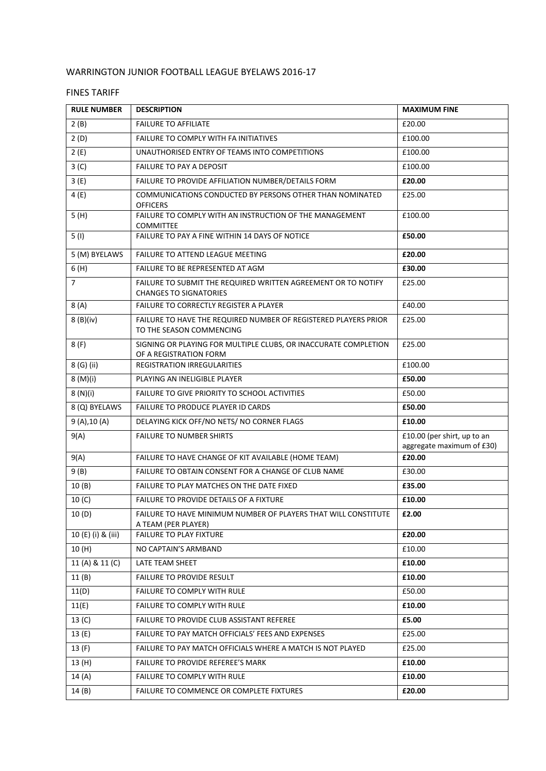WARRINGTON JUNIOR FOOTBALL LEAGUE BYELAWS 2016-17

FINES TARIFF

| RULE NUMBER | DESCRIPTION | MAXIMUM FINE |
|---|---|---|
| 2 (B) | FAILURE TO AFFILIATE | £20.00 |
| 2 (D) | FAILURE TO COMPLY WITH FA INITIATIVES | £100.00 |
| 2 (E) | UNAUTHORISED ENTRY OF TEAMS INTO COMPETITIONS | £100.00 |
| 3 (C) | FAILURE TO PAY A DEPOSIT | £100.00 |
| 3 (E) | FAILURE TO PROVIDE AFFILIATION NUMBER/DETAILS FORM | **£20.00** |
| 4 (E) | COMMUNICATIONS CONDUCTED BY PERSONS OTHER THAN NOMINATED OFFICERS | £25.00 |
| 5 (H) | FAILURE TO COMPLY WITH AN INSTRUCTION OF THE MANAGEMENT COMMITTEE | £100.00 |
| 5 (I) | FAILURE TO PAY A FINE WITHIN 14 DAYS OF NOTICE | **£50.00** |
| 5 (M) BYELAWS | FAILURE TO ATTEND LEAGUE MEETING | **£20.00** |
| 6 (H) | FAILURE TO BE REPRESENTED AT AGM | **£30.00** |
| 7 | FAILURE TO SUBMIT THE REQUIRED WRITTEN AGREEMENT OR TO NOTIFY CHANGES TO SIGNATORIES | £25.00 |
| 8 (A) | FAILURE TO CORRECTLY REGISTER A PLAYER | £40.00 |
| 8 (B)(iv) | FAILURE TO HAVE THE REQUIRED NUMBER OF REGISTERED PLAYERS PRIOR TO THE SEASON COMMENCING | £25.00 |
| 8 (F) | SIGNING OR PLAYING FOR MULTIPLE CLUBS, OR INACCURATE COMPLETION OF A REGISTRATION FORM | £25.00 |
| 8 (G) (ii) | REGISTRATION IRREGULARITIES | £100.00 |
| 8 (M)(i) | PLAYING AN INELIGIBLE PLAYER | **£50.00** |
| 8 (N)(i) | FAILURE TO GIVE PRIORITY TO SCHOOL ACTIVITIES | £50.00 |
| 8 (Q) BYELAWS | FAILURE TO PRODUCE PLAYER ID CARDS | **£50.00** |
| 9 (A),10 (A) | DELAYING KICK OFF/NO NETS/ NO CORNER FLAGS | **£10.00** |
| 9(A) | FAILURE TO NUMBER SHIRTS | £10.00 (per shirt, up to an aggregate maximum of £30) |
| 9(A) | FAILURE TO HAVE CHANGE OF KIT AVAILABLE (HOME TEAM) | **£20.00** |
| 9 (B) | FAILURE TO OBTAIN CONSENT FOR A CHANGE OF CLUB NAME | £30.00 |
| 10 (B) | FAILURE TO PLAY MATCHES ON THE DATE FIXED | **£35.00** |
| 10 (C) | FAILURE TO PROVIDE DETAILS OF A FIXTURE | **£10.00** |
| 10 (D) | FAILURE TO HAVE MINIMUM NUMBER OF PLAYERS THAT WILL CONSTITUTE A TEAM (PER PLAYER) | **£2.00** |
| 10 (E) (i) & (iii) | FAILURE TO PLAY FIXTURE | **£20.00** |
| 10 (H) | NO CAPTAIN'S ARMBAND | £10.00 |
| 11 (A) & 11 (C) | LATE TEAM SHEET | **£10.00** |
| 11 (B) | FAILURE TO PROVIDE RESULT | **£10.00** |
| 11(D) | FAILURE TO COMPLY WITH RULE | £50.00 |
| 11(E) | FAILURE TO COMPLY WITH RULE | **£10.00** |
| 13 (C) | FAILURE TO PROVIDE CLUB ASSISTANT REFEREE | **£5.00** |
| 13 (E) | FAILURE TO PAY MATCH OFFICIALS' FEES AND EXPENSES | £25.00 |
| 13 (F) | FAILURE TO PAY MATCH OFFICIALS WHERE A MATCH IS NOT PLAYED | £25.00 |
| 13 (H) | FAILURE TO PROVIDE REFEREE'S MARK | **£10.00** |
| 14 (A) | FAILURE TO COMPLY WITH RULE | **£10.00** |
| 14 (B) | FAILURE TO COMMENCE OR COMPLETE FIXTURES | **£20.00** |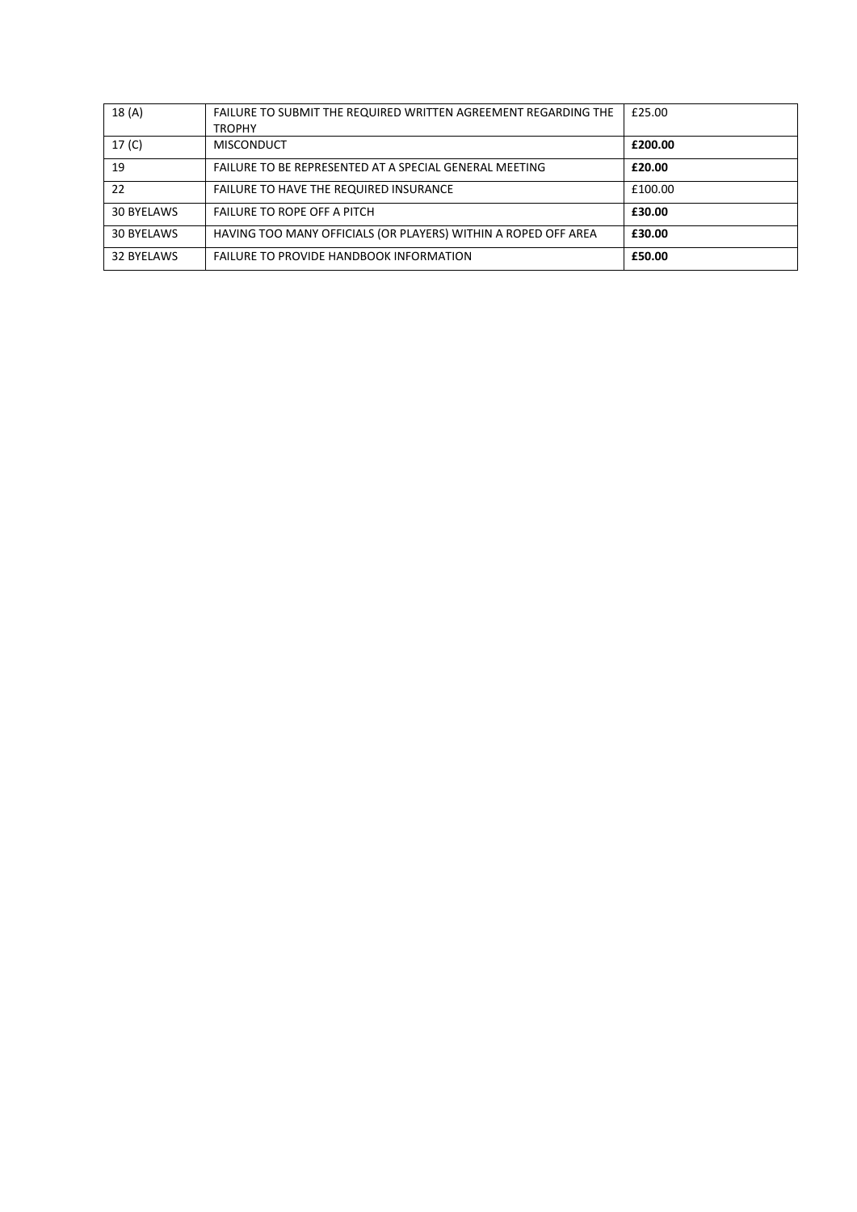| | | |
|---|---|---|
| 18 (A) | FAILURE TO SUBMIT THE REQUIRED WRITTEN AGREEMENT REGARDING THE TROPHY | £25.00 |
| 17 (C) | MISCONDUCT | **£200.00** |
| 19 | FAILURE TO BE REPRESENTED AT A SPECIAL GENERAL MEETING | **£20.00** |
| 22 | FAILURE TO HAVE THE REQUIRED INSURANCE | £100.00 |
| 30 BYELAWS | FAILURE TO ROPE OFF A PITCH | **£30.00** |
| 30 BYELAWS | HAVING TOO MANY OFFICIALS (OR PLAYERS) WITHIN A ROPED OFF AREA | **£30.00** |
| 32 BYELAWS | FAILURE TO PROVIDE HANDBOOK INFORMATION | **£50.00** |